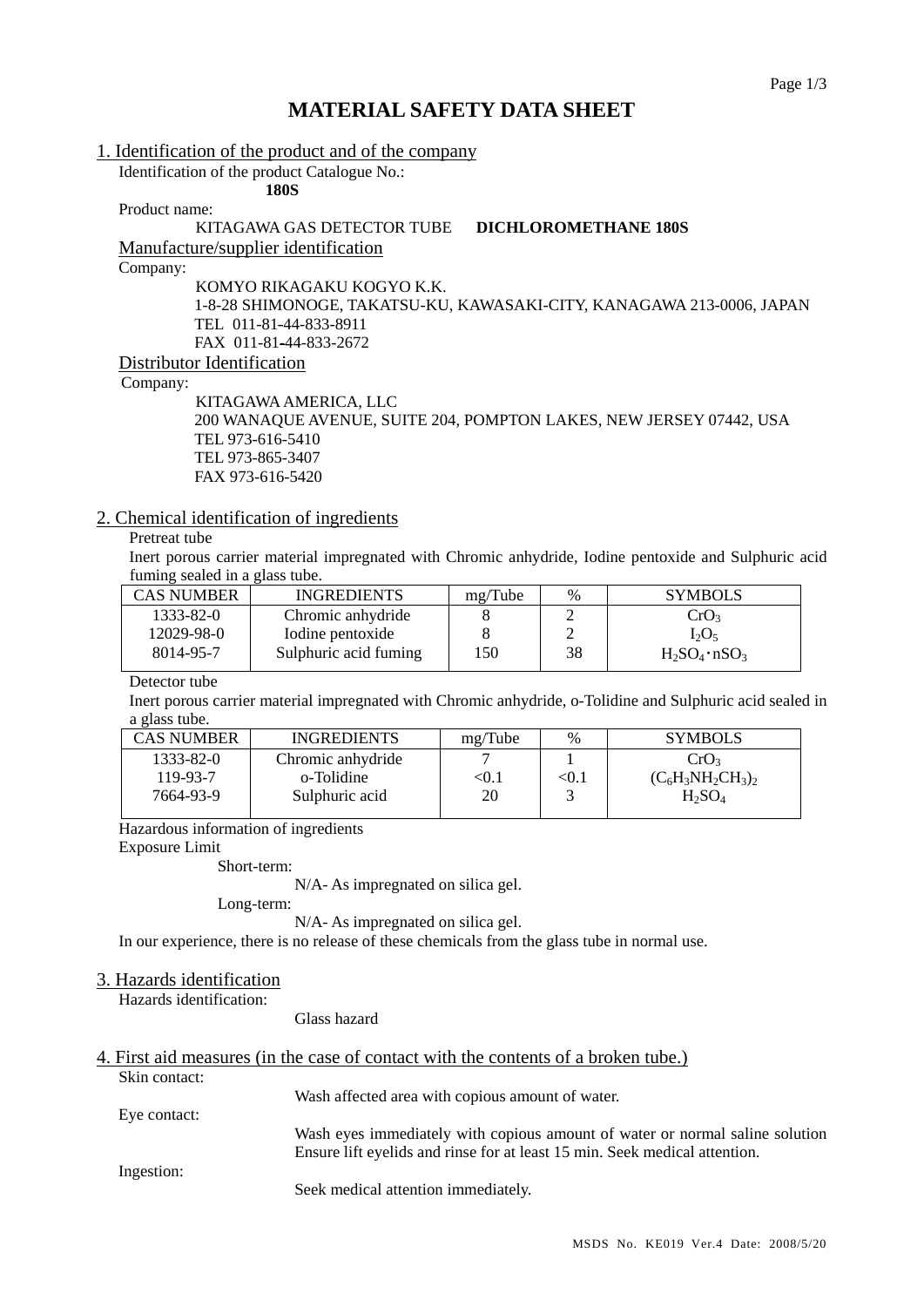# MATERIAL SAFETY DATA SHEET

## 1. Identification of the product and of the company

Identification of the product Catalogue No.:

**180S**

Product name:

KITAGAWA GAS DETECTOR TUBE **DICHLOROMETHANE 180S**

### Manufacture/supplier identification

Company:

KOMYO RIKAGAKU KOGYO K.K.
1-8-28 SHIMONOGE, TAKATSU-KU, KAWASAKI-CITY, KANAGAWA 213-0006, JAPAN
TEL 011-81-44-833-8911
FAX 011-81-44-833-2672

### Distributor Identification

Company:

KITAGAWA AMERICA, LLC
200 WANAQUE AVENUE, SUITE 204, POMPTON LAKES, NEW JERSEY 07442, USA
TEL 973-616-5410
TEL 973-865-3407
FAX 973-616-5420

## 2. Chemical identification of ingredients

Pretreat tube

Inert porous carrier material impregnated with Chromic anhydride, Iodine pentoxide and Sulphuric acid fuming sealed in a glass tube.

| CAS NUMBER | INGREDIENTS | mg/Tube | % | SYMBOLS |
|---|---|---|---|---|
| 1333-82-0 | Chromic anhydride | 8 | 2 | $CrO_3$ |
| 12029-98-0 | Iodine pentoxide | 8 | 2 | $I_2O_5$ |
| 8014-95-7 | Sulphuric acid fuming | 150 | 38 | $H_2SO_4 \cdot nSO_3$ |

Detector tube

Inert porous carrier material impregnated with Chromic anhydride, o-Tolidine and Sulphuric acid sealed in a glass tube.

| CAS NUMBER | INGREDIENTS | mg/Tube | % | SYMBOLS |
|---|---|---|---|---|
| 1333-82-0 | Chromic anhydride | 7 | 1 | $CrO_3$ |
| 119-93-7 | o-Tolidine | <0.1 | <0.1 | $(C_6H_3NH_2CH_3)_2$ |
| 7664-93-9 | Sulphuric acid | 20 | 3 | $H_2SO_4$ |

Hazardous information of ingredients

Exposure Limit

Short-term:

N/A- As impregnated on silica gel.

Long-term:

N/A- As impregnated on silica gel.

In our experience, there is no release of these chemicals from the glass tube in normal use.

## 3. Hazards identification

Hazards identification:

Glass hazard

## 4. First aid measures (in the case of contact with the contents of a broken tube.)

Skin contact:

Wash affected area with copious amount of water.

Eye contact:

Wash eyes immediately with copious amount of water or normal saline solution Ensure lift eyelids and rinse for at least 15 min. Seek medical attention.

Ingestion:

Seek medical attention immediately.

MSDS No. KE019 Ver.4 Date: 2008/5/20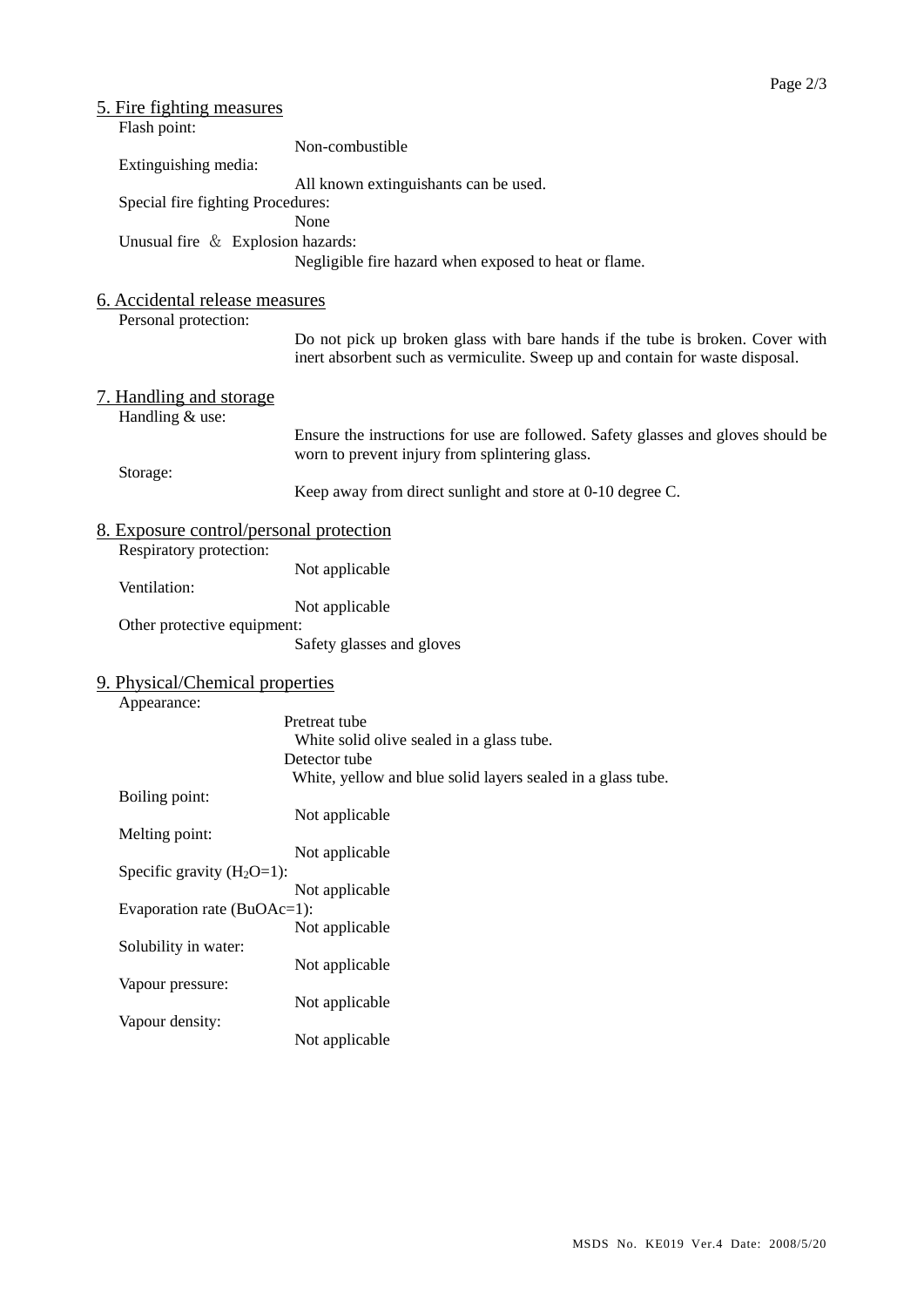## 5. Fire fighting measures

Flash point:

Non-combustible

Extinguishing media:

All known extinguishants can be used.

Special fire fighting Procedures:

None

Unusual fire ＆ Explosion hazards:

Negligible fire hazard when exposed to heat or flame.

## 6. Accidental release measures

Personal protection:

Do not pick up broken glass with bare hands if the tube is broken. Cover with inert absorbent such as vermiculite. Sweep up and contain for waste disposal.

## 7. Handling and storage

Handling & use:

Ensure the instructions for use are followed. Safety glasses and gloves should be worn to prevent injury from splintering glass.

Storage:

Keep away from direct sunlight and store at 0-10 degree C.

## 8. Exposure control/personal protection

Respiratory protection:

Not applicable

Ventilation:

Not applicable

Other protective equipment:

Safety glasses and gloves

## 9. Physical/Chemical properties

Appearance:

Pretreat tube

White solid olive sealed in a glass tube.

Detector tube

White, yellow and blue solid layers sealed in a glass tube.

Boiling point:

Not applicable

Melting point:

Not applicable

Specific gravity ($H_2O$=1):

Not applicable

Evaporation rate (BuOAc=1):

Not applicable

Solubility in water:

Not applicable

Vapour pressure:

Not applicable

Vapour density:

Not applicable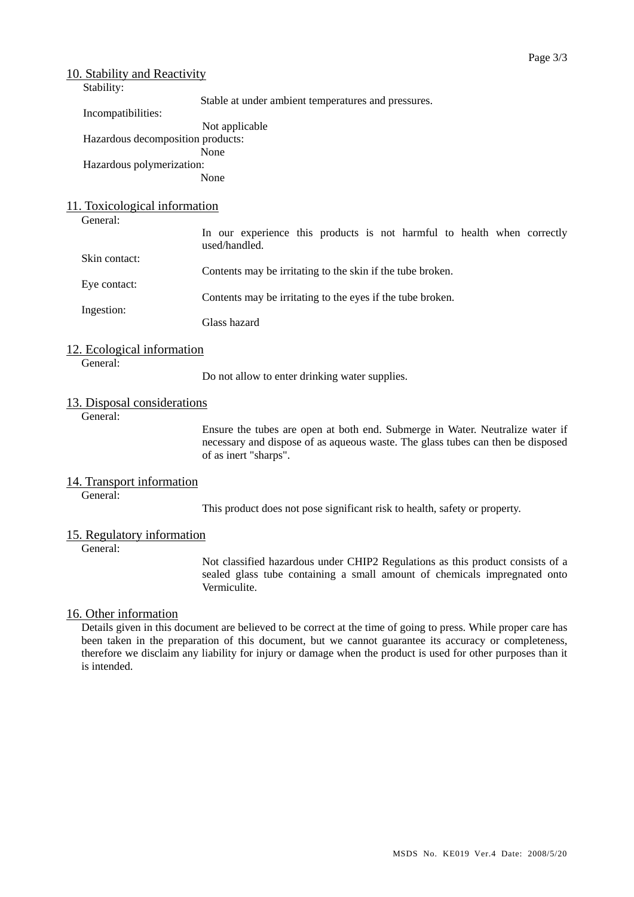## 10. Stability and Reactivity

Stability:

Stable at under ambient temperatures and pressures.

Incompatibilities:

Not applicable

Hazardous decomposition products:

None

Hazardous polymerization:

None

## 11. Toxicological information

General:

In our experience this products is not harmful to health when correctly used/handled.

Skin contact:

Contents may be irritating to the skin if the tube broken.

Eye contact:

Contents may be irritating to the eyes if the tube broken.

Ingestion:

Glass hazard

## 12. Ecological information

General:

Do not allow to enter drinking water supplies.

## 13. Disposal considerations

General:

Ensure the tubes are open at both end. Submerge in Water. Neutralize water if necessary and dispose of as aqueous waste. The glass tubes can then be disposed of as inert "sharps".

## 14. Transport information

General:

This product does not pose significant risk to health, safety or property.

## 15. Regulatory information

General:

Not classified hazardous under CHIP2 Regulations as this product consists of a sealed glass tube containing a small amount of chemicals impregnated onto Vermiculite.

## 16. Other information

Details given in this document are believed to be correct at the time of going to press. While proper care has been taken in the preparation of this document, but we cannot guarantee its accuracy or completeness, therefore we disclaim any liability for injury or damage when the product is used for other purposes than it is intended.

MSDS No. KE019 Ver.4 Date: 2008/5/20